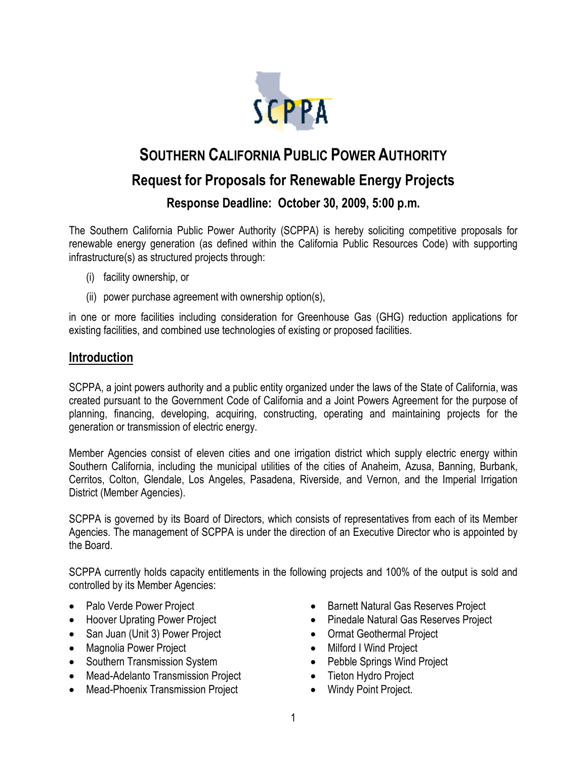# SOUTHERN CALIFORNIA PUBLIC POWER AUTHORITY

## Request for Proposals for Renewable Energy Projects

### Response Deadline: October 30, 2009, 5:00 p.m.

The Southern California Public Power Authority (SCPPA) is hereby soliciting competitive proposals for renewable energy generation (as defined within the California Public Resources Code) with supporting infrastructure(s) as structured projects through:

(i) facility ownership, or

(ii) power purchase agreement with ownership option(s),

in one or more facilities including consideration for Greenhouse Gas (GHG) reduction applications for existing facilities, and combined use technologies of existing or proposed facilities.

## Introduction

SCPPA, a joint powers authority and a public entity organized under the laws of the State of California, was created pursuant to the Government Code of California and a Joint Powers Agreement for the purpose of planning, financing, developing, acquiring, constructing, operating and maintaining projects for the generation or transmission of electric energy.

Member Agencies consist of eleven cities and one irrigation district which supply electric energy within Southern California, including the municipal utilities of the cities of Anaheim, Azusa, Banning, Burbank, Cerritos, Colton, Glendale, Los Angeles, Pasadena, Riverside, and Vernon, and the Imperial Irrigation District (Member Agencies).

SCPPA is governed by its Board of Directors, which consists of representatives from each of its Member Agencies. The management of SCPPA is under the direction of an Executive Director who is appointed by the Board.

SCPPA currently holds capacity entitlements in the following projects and 100% of the output is sold and controlled by its Member Agencies:

- Palo Verde Power Project
- Hoover Uprating Power Project
- San Juan (Unit 3) Power Project
- Magnolia Power Project
- Southern Transmission System
- Mead-Adelanto Transmission Project
- Mead-Phoenix Transmission Project
- Barnett Natural Gas Reserves Project
- Pinedale Natural Gas Reserves Project
- Ormat Geothermal Project
- Milford I Wind Project
- Pebble Springs Wind Project
- Tieton Hydro Project
- Windy Point Project.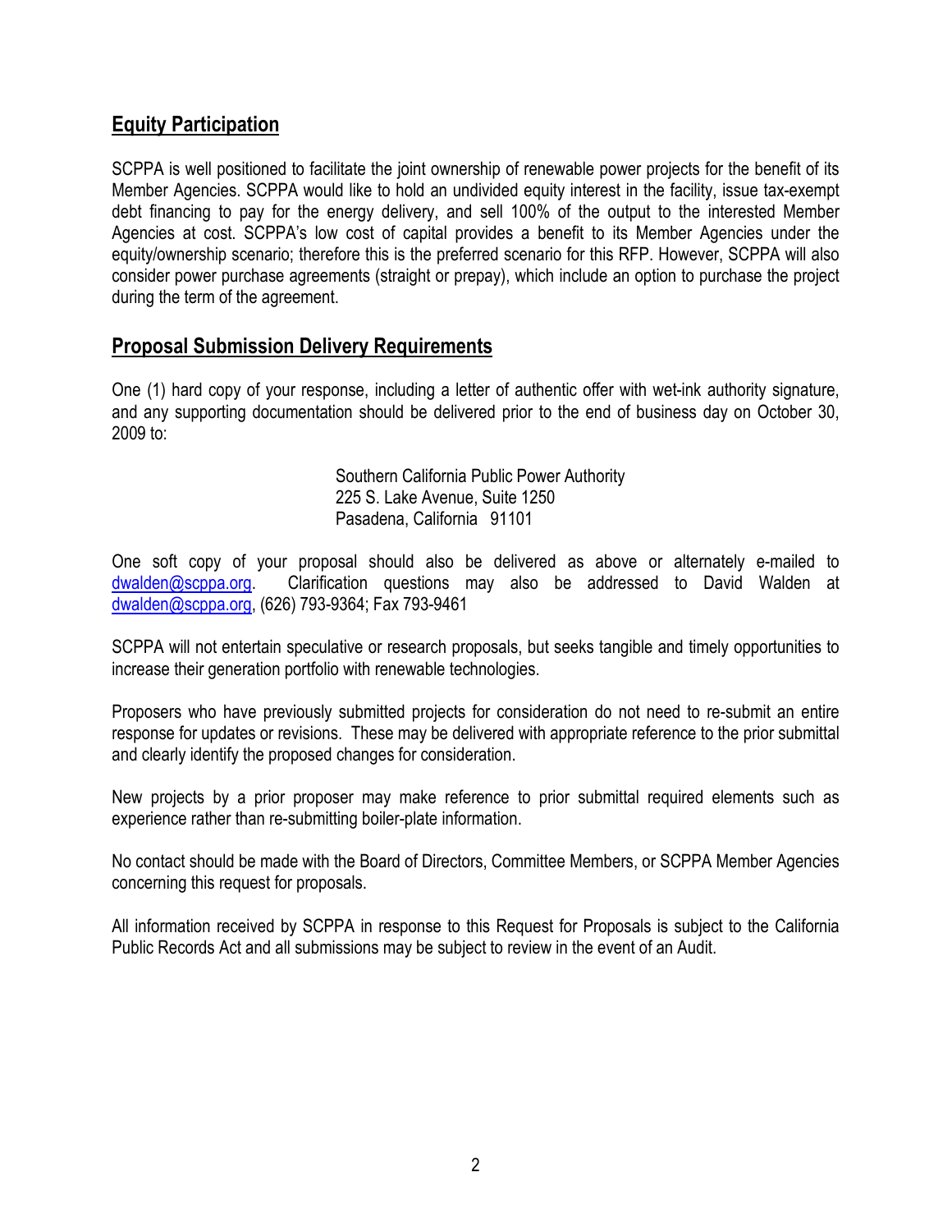## Equity Participation

SCPPA is well positioned to facilitate the joint ownership of renewable power projects for the benefit of its Member Agencies. SCPPA would like to hold an undivided equity interest in the facility, issue tax-exempt debt financing to pay for the energy delivery, and sell 100% of the output to the interested Member Agencies at cost. SCPPA's low cost of capital provides a benefit to its Member Agencies under the equity/ownership scenario; therefore this is the preferred scenario for this RFP. However, SCPPA will also consider power purchase agreements (straight or prepay), which include an option to purchase the project during the term of the agreement.

## Proposal Submission Delivery Requirements

One (1) hard copy of your response, including a letter of authentic offer with wet-ink authority signature, and any supporting documentation should be delivered prior to the end of business day on October 30, 2009 to:

Southern California Public Power Authority
225 S. Lake Avenue, Suite 1250
Pasadena, California 91101

One soft copy of your proposal should also be delivered as above or alternately e-mailed to dwalden@scppa.org. Clarification questions may also be addressed to David Walden at dwalden@scppa.org, (626) 793-9364; Fax 793-9461

SCPPA will not entertain speculative or research proposals, but seeks tangible and timely opportunities to increase their generation portfolio with renewable technologies.

Proposers who have previously submitted projects for consideration do not need to re-submit an entire response for updates or revisions. These may be delivered with appropriate reference to the prior submittal and clearly identify the proposed changes for consideration.

New projects by a prior proposer may make reference to prior submittal required elements such as experience rather than re-submitting boiler-plate information.

No contact should be made with the Board of Directors, Committee Members, or SCPPA Member Agencies concerning this request for proposals.

All information received by SCPPA in response to this Request for Proposals is subject to the California Public Records Act and all submissions may be subject to review in the event of an Audit.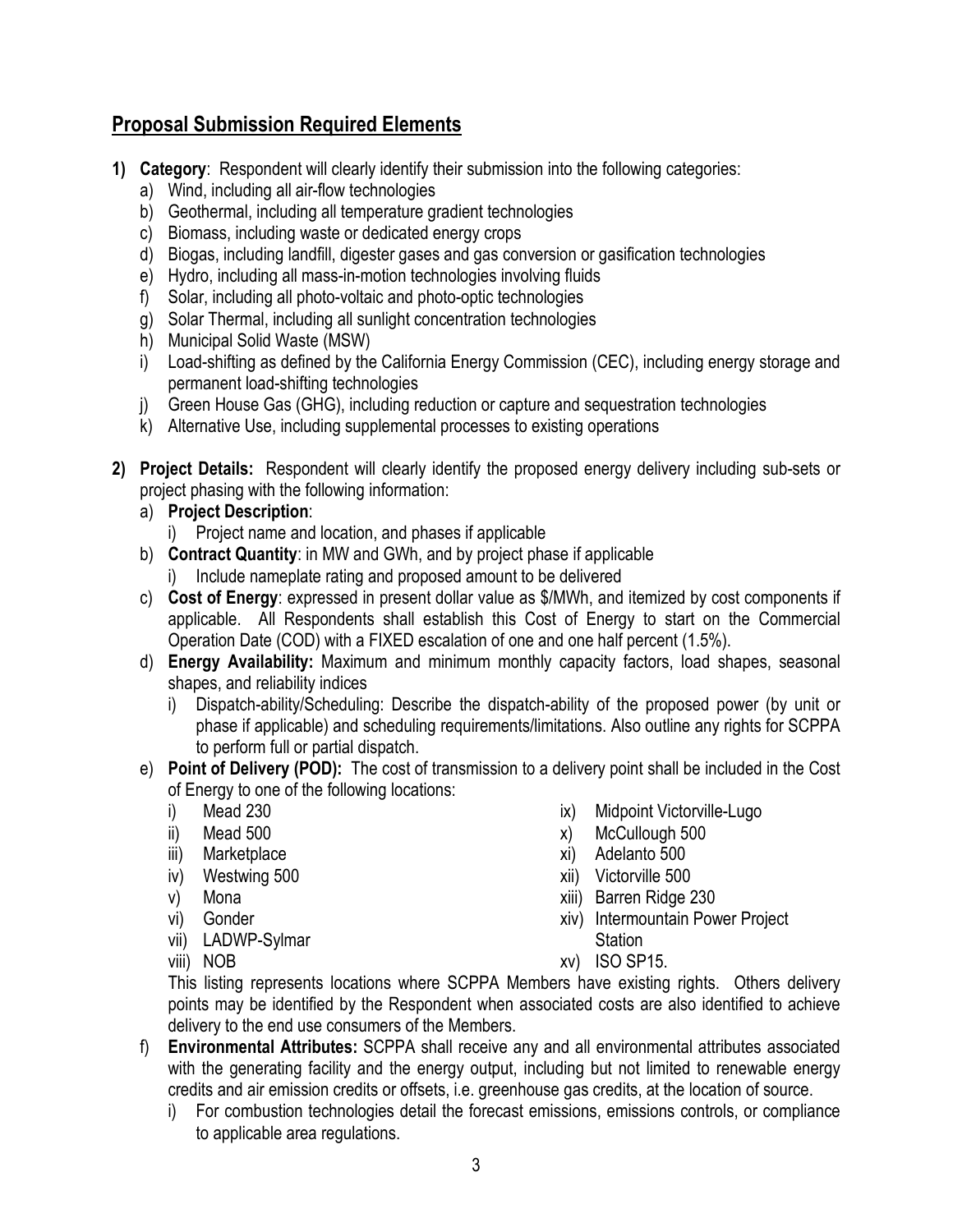## Proposal Submission Required Elements

1) **Category**: Respondent will clearly identify their submission into the following categories:
   a) Wind, including all air-flow technologies
   b) Geothermal, including all temperature gradient technologies
   c) Biomass, including waste or dedicated energy crops
   d) Biogas, including landfill, digester gases and gas conversion or gasification technologies
   e) Hydro, including all mass-in-motion technologies involving fluids
   f) Solar, including all photo-voltaic and photo-optic technologies
   g) Solar Thermal, including all sunlight concentration technologies
   h) Municipal Solid Waste (MSW)
   i) Load-shifting as defined by the California Energy Commission (CEC), including energy storage and permanent load-shifting technologies
   j) Green House Gas (GHG), including reduction or capture and sequestration technologies
   k) Alternative Use, including supplemental processes to existing operations

2) **Project Details:** Respondent will clearly identify the proposed energy delivery including sub-sets or project phasing with the following information:
   a) **Project Description**:
      i) Project name and location, and phases if applicable
   b) **Contract Quantity**: in MW and GWh, and by project phase if applicable
      i) Include nameplate rating and proposed amount to be delivered
   c) **Cost of Energy**: expressed in present dollar value as $/MWh, and itemized by cost components if applicable. All Respondents shall establish this Cost of Energy to start on the Commercial Operation Date (COD) with a FIXED escalation of one and one half percent (1.5%).
   d) **Energy Availability:** Maximum and minimum monthly capacity factors, load shapes, seasonal shapes, and reliability indices
      i) Dispatch-ability/Scheduling: Describe the dispatch-ability of the proposed power (by unit or phase if applicable) and scheduling requirements/limitations. Also outline any rights for SCPPA to perform full or partial dispatch.
   e) **Point of Delivery (POD):** The cost of transmission to a delivery point shall be included in the Cost of Energy to one of the following locations:
      i) Mead 230
      ii) Mead 500
      iii) Marketplace
      iv) Westwing 500
      v) Mona
      vi) Gonder
      vii) LADWP-Sylmar
      viii) NOB
      ix) Midpoint Victorville-Lugo
      x) McCullough 500
      xi) Adelanto 500
      xii) Victorville 500
      xiii) Barren Ridge 230
      xiv) Intermountain Power Project Station
      xv) ISO SP15.

      This listing represents locations where SCPPA Members have existing rights. Others delivery points may be identified by the Respondent when associated costs are also identified to achieve delivery to the end use consumers of the Members.
   f) **Environmental Attributes:** SCPPA shall receive any and all environmental attributes associated with the generating facility and the energy output, including but not limited to renewable energy credits and air emission credits or offsets, i.e. greenhouse gas credits, at the location of source.
      i) For combustion technologies detail the forecast emissions, emissions controls, or compliance to applicable area regulations.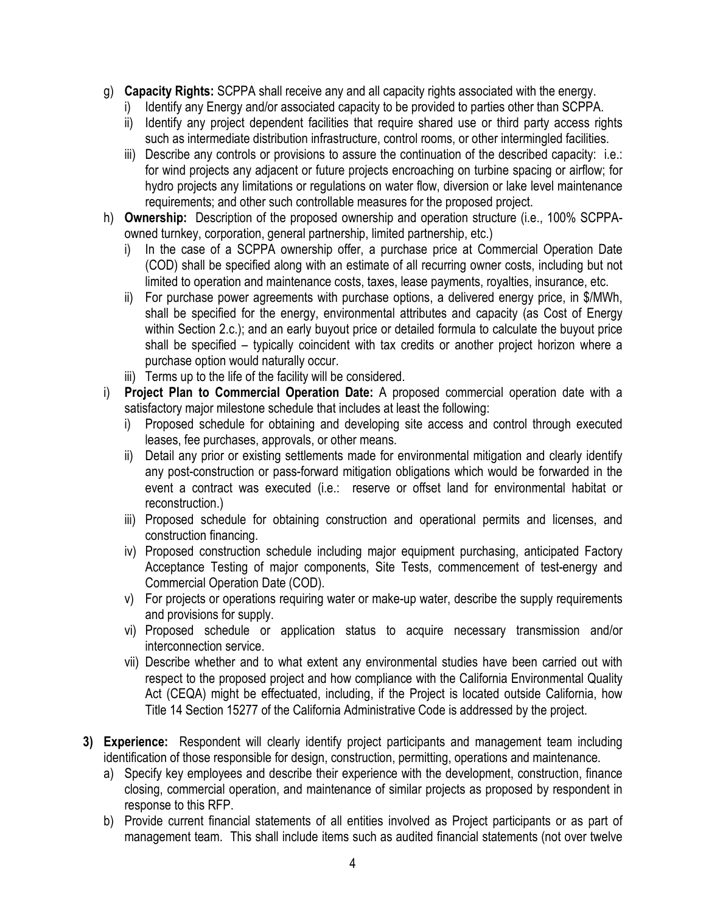g) **Capacity Rights:** SCPPA shall receive any and all capacity rights associated with the energy.
   i) Identify any Energy and/or associated capacity to be provided to parties other than SCPPA.
   ii) Identify any project dependent facilities that require shared use or third party access rights such as intermediate distribution infrastructure, control rooms, or other intermingled facilities.
   iii) Describe any controls or provisions to assure the continuation of the described capacity: i.e.: for wind projects any adjacent or future projects encroaching on turbine spacing or airflow; for hydro projects any limitations or regulations on water flow, diversion or lake level maintenance requirements; and other such controllable measures for the proposed project.

h) **Ownership:** Description of the proposed ownership and operation structure (i.e., 100% SCPPA-owned turnkey, corporation, general partnership, limited partnership, etc.)
   i) In the case of a SCPPA ownership offer, a purchase price at Commercial Operation Date (COD) shall be specified along with an estimate of all recurring owner costs, including but not limited to operation and maintenance costs, taxes, lease payments, royalties, insurance, etc.
   ii) For purchase power agreements with purchase options, a delivered energy price, in $/MWh, shall be specified for the energy, environmental attributes and capacity (as Cost of Energy within Section 2.c.); and an early buyout price or detailed formula to calculate the buyout price shall be specified – typically coincident with tax credits or another project horizon where a purchase option would naturally occur.
   iii) Terms up to the life of the facility will be considered.

i) **Project Plan to Commercial Operation Date:** A proposed commercial operation date with a satisfactory major milestone schedule that includes at least the following:
   i) Proposed schedule for obtaining and developing site access and control through executed leases, fee purchases, approvals, or other means.
   ii) Detail any prior or existing settlements made for environmental mitigation and clearly identify any post-construction or pass-forward mitigation obligations which would be forwarded in the event a contract was executed (i.e.: reserve or offset land for environmental habitat or reconstruction.)
   iii) Proposed schedule for obtaining construction and operational permits and licenses, and construction financing.
   iv) Proposed construction schedule including major equipment purchasing, anticipated Factory Acceptance Testing of major components, Site Tests, commencement of test-energy and Commercial Operation Date (COD).
   v) For projects or operations requiring water or make-up water, describe the supply requirements and provisions for supply.
   vi) Proposed schedule or application status to acquire necessary transmission and/or interconnection service.
   vii) Describe whether and to what extent any environmental studies have been carried out with respect to the proposed project and how compliance with the California Environmental Quality Act (CEQA) might be effectuated, including, if the Project is located outside California, how Title 14 Section 15277 of the California Administrative Code is addressed by the project.

3) **Experience:** Respondent will clearly identify project participants and management team including identification of those responsible for design, construction, permitting, operations and maintenance.
   a) Specify key employees and describe their experience with the development, construction, finance closing, commercial operation, and maintenance of similar projects as proposed by respondent in response to this RFP.
   b) Provide current financial statements of all entities involved as Project participants or as part of management team. This shall include items such as audited financial statements (not over twelve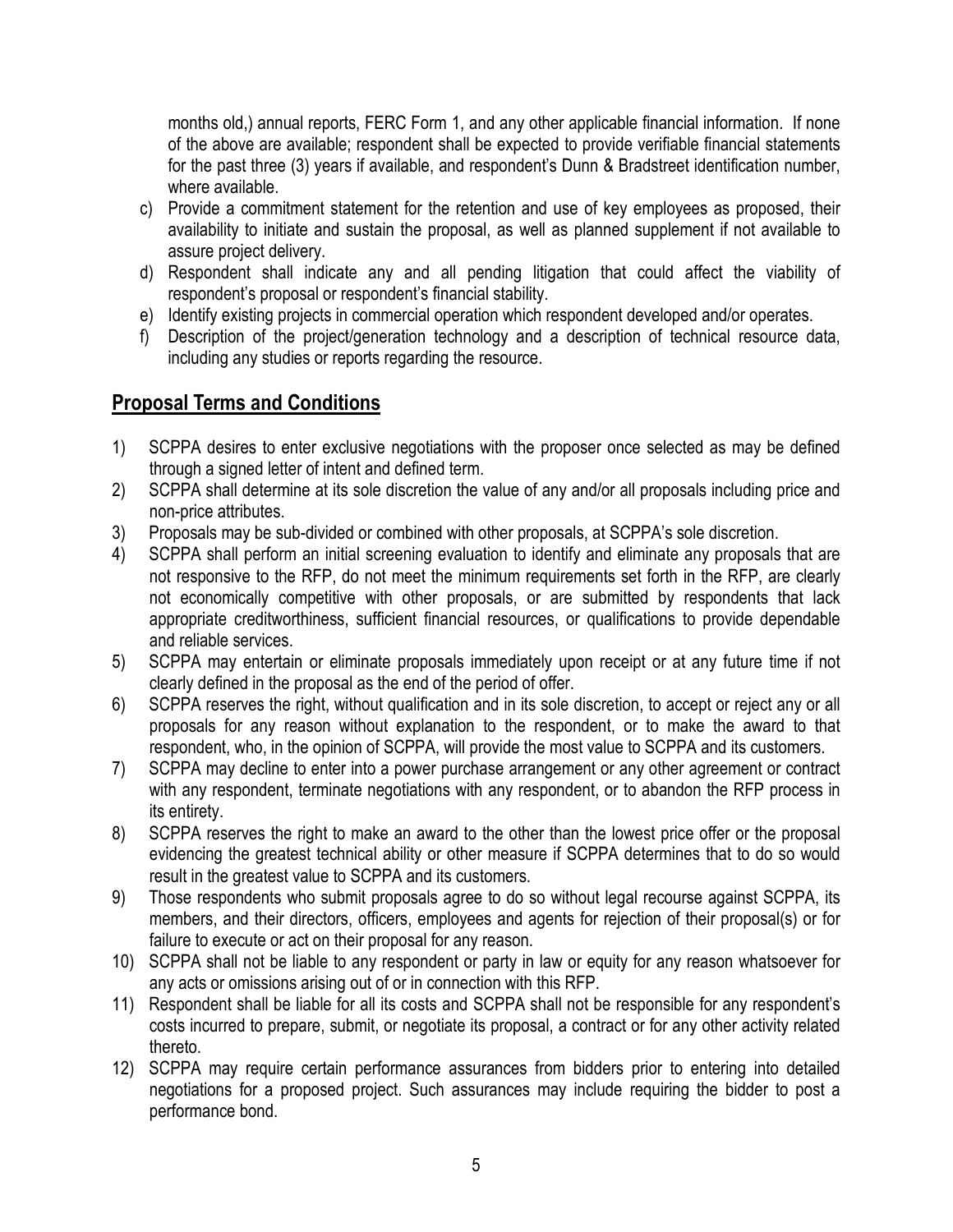months old,) annual reports, FERC Form 1, and any other applicable financial information. If none of the above are available; respondent shall be expected to provide verifiable financial statements for the past three (3) years if available, and respondent's Dunn & Bradstreet identification number, where available.

c) Provide a commitment statement for the retention and use of key employees as proposed, their availability to initiate and sustain the proposal, as well as planned supplement if not available to assure project delivery.
d) Respondent shall indicate any and all pending litigation that could affect the viability of respondent's proposal or respondent's financial stability.
e) Identify existing projects in commercial operation which respondent developed and/or operates.
f) Description of the project/generation technology and a description of technical resource data, including any studies or reports regarding the resource.

## Proposal Terms and Conditions

1) SCPPA desires to enter exclusive negotiations with the proposer once selected as may be defined through a signed letter of intent and defined term.
2) SCPPA shall determine at its sole discretion the value of any and/or all proposals including price and non-price attributes.
3) Proposals may be sub-divided or combined with other proposals, at SCPPA's sole discretion.
4) SCPPA shall perform an initial screening evaluation to identify and eliminate any proposals that are not responsive to the RFP, do not meet the minimum requirements set forth in the RFP, are clearly not economically competitive with other proposals, or are submitted by respondents that lack appropriate creditworthiness, sufficient financial resources, or qualifications to provide dependable and reliable services.
5) SCPPA may entertain or eliminate proposals immediately upon receipt or at any future time if not clearly defined in the proposal as the end of the period of offer.
6) SCPPA reserves the right, without qualification and in its sole discretion, to accept or reject any or all proposals for any reason without explanation to the respondent, or to make the award to that respondent, who, in the opinion of SCPPA, will provide the most value to SCPPA and its customers.
7) SCPPA may decline to enter into a power purchase arrangement or any other agreement or contract with any respondent, terminate negotiations with any respondent, or to abandon the RFP process in its entirety.
8) SCPPA reserves the right to make an award to the other than the lowest price offer or the proposal evidencing the greatest technical ability or other measure if SCPPA determines that to do so would result in the greatest value to SCPPA and its customers.
9) Those respondents who submit proposals agree to do so without legal recourse against SCPPA, its members, and their directors, officers, employees and agents for rejection of their proposal(s) or for failure to execute or act on their proposal for any reason.
10) SCPPA shall not be liable to any respondent or party in law or equity for any reason whatsoever for any acts or omissions arising out of or in connection with this RFP.
11) Respondent shall be liable for all its costs and SCPPA shall not be responsible for any respondent's costs incurred to prepare, submit, or negotiate its proposal, a contract or for any other activity related thereto.
12) SCPPA may require certain performance assurances from bidders prior to entering into detailed negotiations for a proposed project. Such assurances may include requiring the bidder to post a performance bond.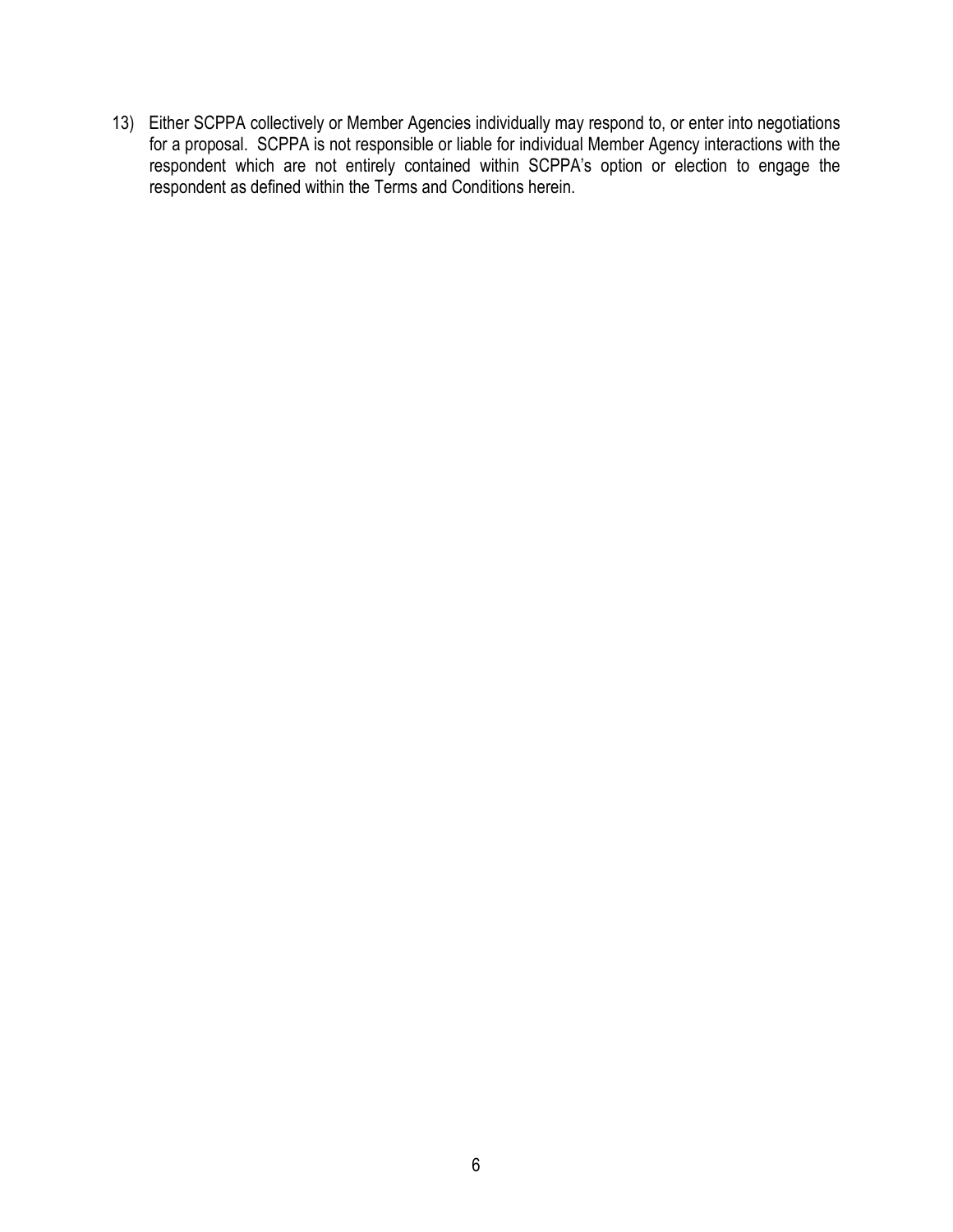13) Either SCPPA collectively or Member Agencies individually may respond to, or enter into negotiations for a proposal. SCPPA is not responsible or liable for individual Member Agency interactions with the respondent which are not entirely contained within SCPPA's option or election to engage the respondent as defined within the Terms and Conditions herein.